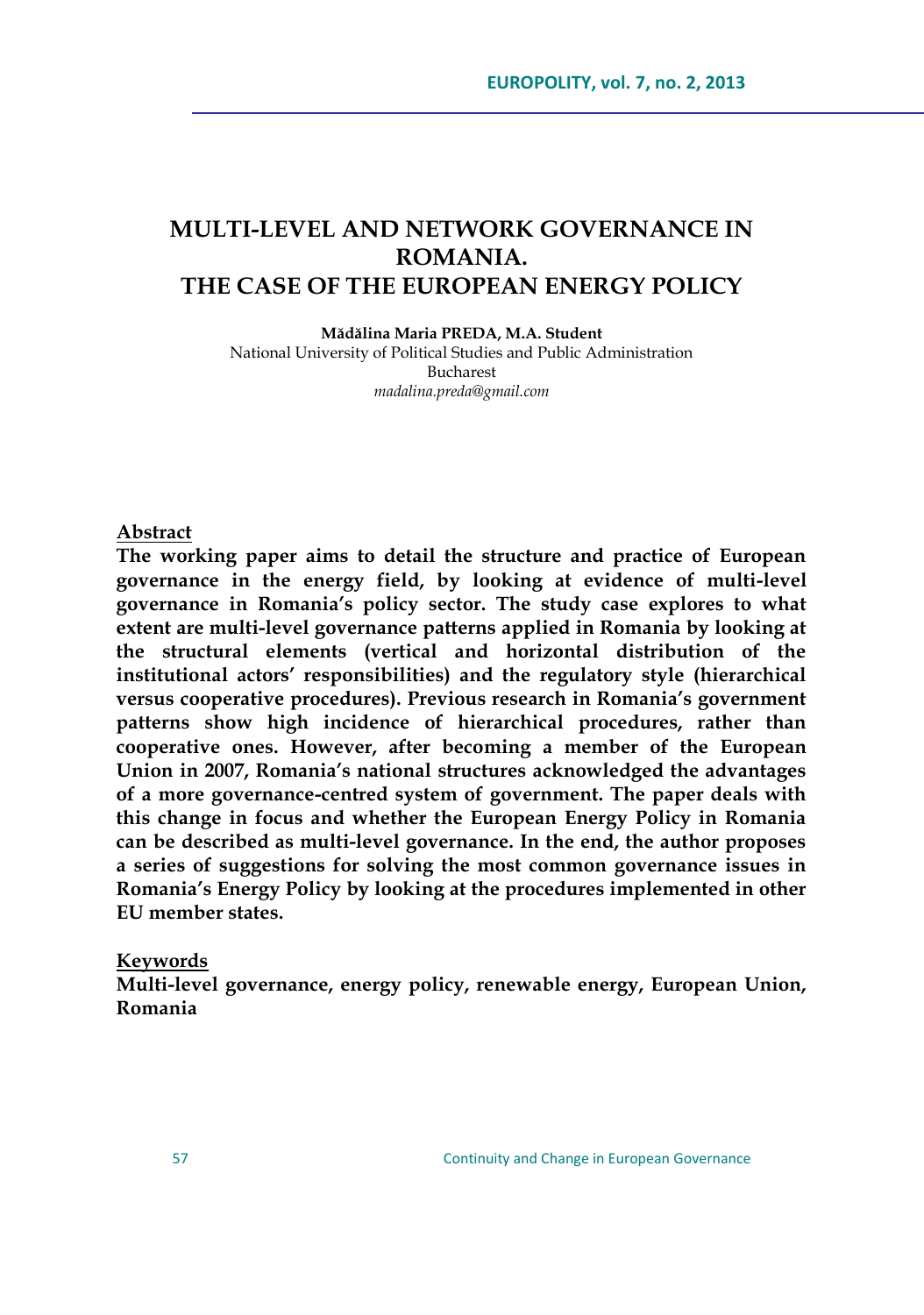# MULTI-LEVEL AND NETWORK GOVERNANCE IN ROMANIA. THE CASE OF THE EUROPEAN ENERGY POLICY

**Mădălina Maria PREDA, M.A. Student**
National University of Political Studies and Public Administration
Bucharest
*madalina.preda@gmail.com*

## Abstract

**The working paper aims to detail the structure and practice of European governance in the energy field, by looking at evidence of multi-level governance in Romania's policy sector. The study case explores to what extent are multi-level governance patterns applied in Romania by looking at the structural elements (vertical and horizontal distribution of the institutional actors' responsibilities) and the regulatory style (hierarchical versus cooperative procedures). Previous research in Romania's government patterns show high incidence of hierarchical procedures, rather than cooperative ones. However, after becoming a member of the European Union in 2007, Romania's national structures acknowledged the advantages of a more governance-centred system of government. The paper deals with this change in focus and whether the European Energy Policy in Romania can be described as multi-level governance. In the end, the author proposes a series of suggestions for solving the most common governance issues in Romania's Energy Policy by looking at the procedures implemented in other EU member states.**

## Keywords

**Multi-level governance, energy policy, renewable energy, European Union, Romania**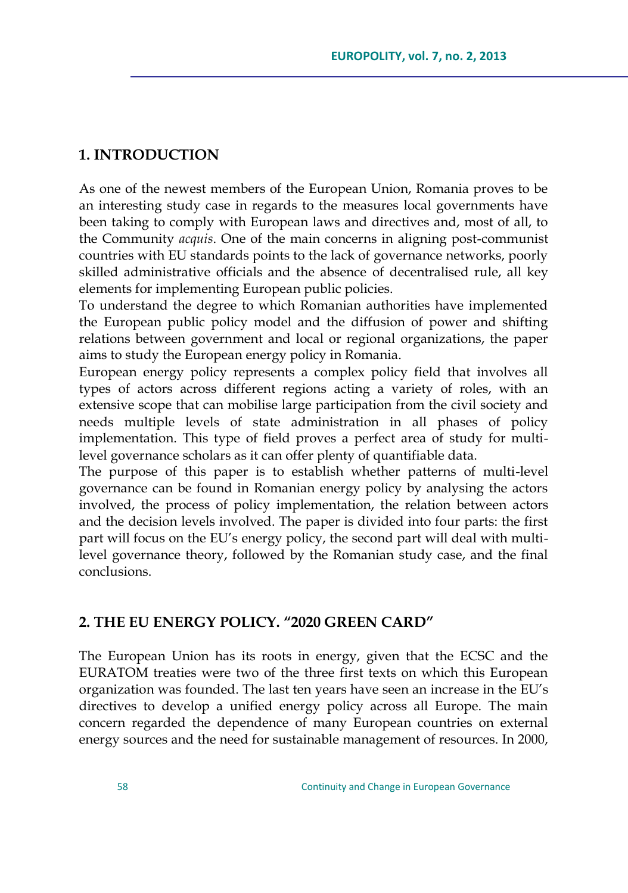## 1. INTRODUCTION

As one of the newest members of the European Union, Romania proves to be an interesting study case in regards to the measures local governments have been taking to comply with European laws and directives and, most of all, to the Community *acquis*. One of the main concerns in aligning post-communist countries with EU standards points to the lack of governance networks, poorly skilled administrative officials and the absence of decentralised rule, all key elements for implementing European public policies.

To understand the degree to which Romanian authorities have implemented the European public policy model and the diffusion of power and shifting relations between government and local or regional organizations, the paper aims to study the European energy policy in Romania.

European energy policy represents a complex policy field that involves all types of actors across different regions acting a variety of roles, with an extensive scope that can mobilise large participation from the civil society and needs multiple levels of state administration in all phases of policy implementation. This type of field proves a perfect area of study for multi-level governance scholars as it can offer plenty of quantifiable data.

The purpose of this paper is to establish whether patterns of multi-level governance can be found in Romanian energy policy by analysing the actors involved, the process of policy implementation, the relation between actors and the decision levels involved. The paper is divided into four parts: the first part will focus on the EU's energy policy, the second part will deal with multi-level governance theory, followed by the Romanian study case, and the final conclusions.

## 2. THE EU ENERGY POLICY. "2020 GREEN CARD"

The European Union has its roots in energy, given that the ECSC and the EURATOM treaties were two of the three first texts on which this European organization was founded. The last ten years have seen an increase in the EU's directives to develop a unified energy policy across all Europe. The main concern regarded the dependence of many European countries on external energy sources and the need for sustainable management of resources. In 2000,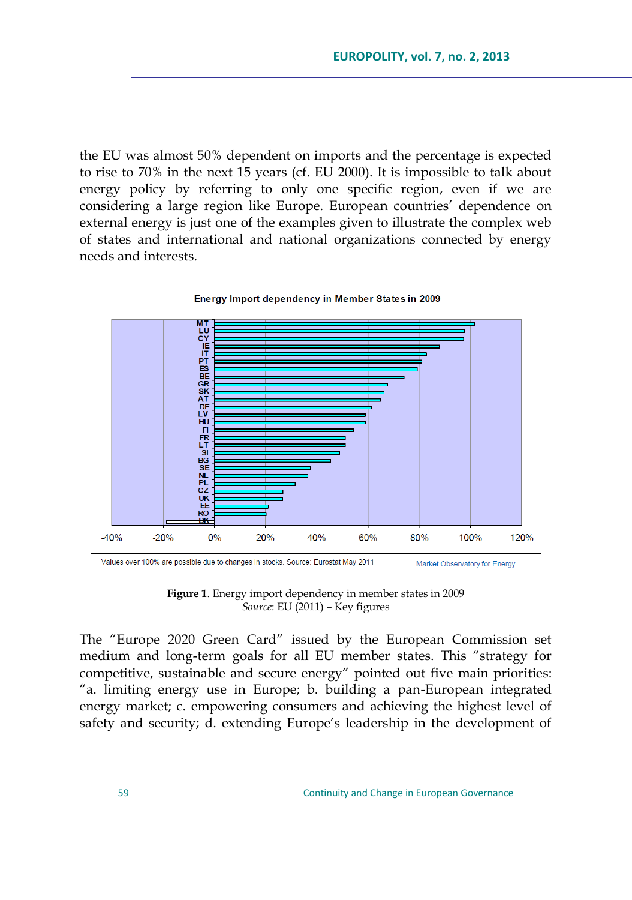the EU was almost 50% dependent on imports and the percentage is expected to rise to 70% in the next 15 years (cf. EU 2000). It is impossible to talk about energy policy by referring to only one specific region, even if we are considering a large region like Europe. European countries' dependence on external energy is just one of the examples given to illustrate the complex web of states and international and national organizations connected by energy needs and interests.

**Figure 1**. Energy import dependency in member states in 2009
*Source*: EU (2011) – Key figures

The "Europe 2020 Green Card" issued by the European Commission set medium and long-term goals for all EU member states. This "strategy for competitive, sustainable and secure energy" pointed out five main priorities: "a. limiting energy use in Europe; b. building a pan-European integrated energy market; c. empowering consumers and achieving the highest level of safety and security; d. extending Europe's leadership in the development of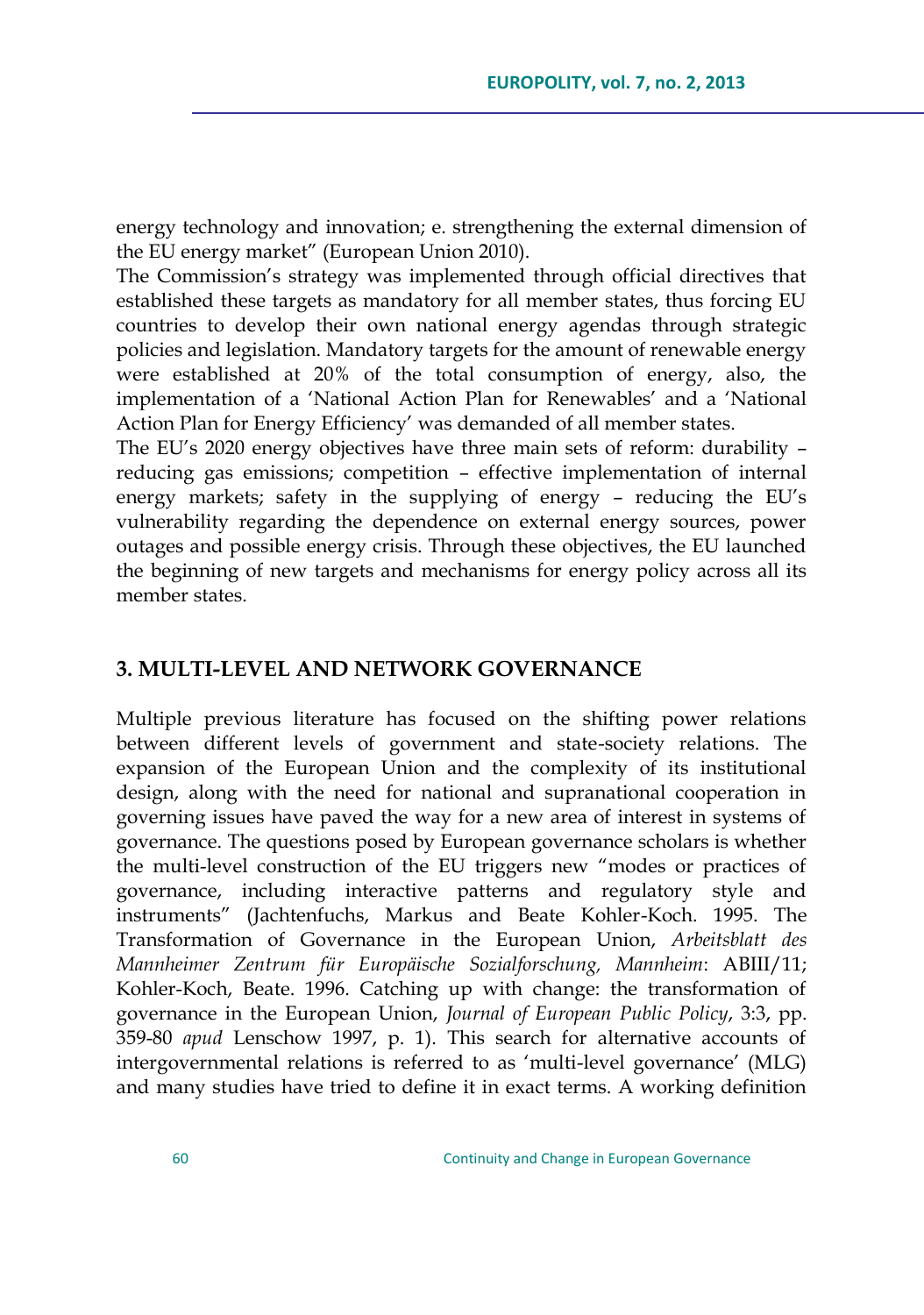energy technology and innovation; e. strengthening the external dimension of the EU energy market" (European Union 2010).

The Commission's strategy was implemented through official directives that established these targets as mandatory for all member states, thus forcing EU countries to develop their own national energy agendas through strategic policies and legislation. Mandatory targets for the amount of renewable energy were established at 20% of the total consumption of energy, also, the implementation of a 'National Action Plan for Renewables' and a 'National Action Plan for Energy Efficiency' was demanded of all member states.

The EU's 2020 energy objectives have three main sets of reform: durability – reducing gas emissions; competition – effective implementation of internal energy markets; safety in the supplying of energy – reducing the EU's vulnerability regarding the dependence on external energy sources, power outages and possible energy crisis. Through these objectives, the EU launched the beginning of new targets and mechanisms for energy policy across all its member states.

## 3. MULTI-LEVEL AND NETWORK GOVERNANCE

Multiple previous literature has focused on the shifting power relations between different levels of government and state-society relations. The expansion of the European Union and the complexity of its institutional design, along with the need for national and supranational cooperation in governing issues have paved the way for a new area of interest in systems of governance. The questions posed by European governance scholars is whether the multi-level construction of the EU triggers new "modes or practices of governance, including interactive patterns and regulatory style and instruments" (Jachtenfuchs, Markus and Beate Kohler-Koch. 1995. The Transformation of Governance in the European Union, *Arbeitsblatt des Mannheimer Zentrum für Europäische Sozialforschung, Mannheim*: ABIII/11; Kohler-Koch, Beate. 1996. Catching up with change: the transformation of governance in the European Union, *Journal of European Public Policy*, 3:3, pp. 359-80 *apud* Lenschow 1997, p. 1). This search for alternative accounts of intergovernmental relations is referred to as 'multi-level governance' (MLG) and many studies have tried to define it in exact terms. A working definition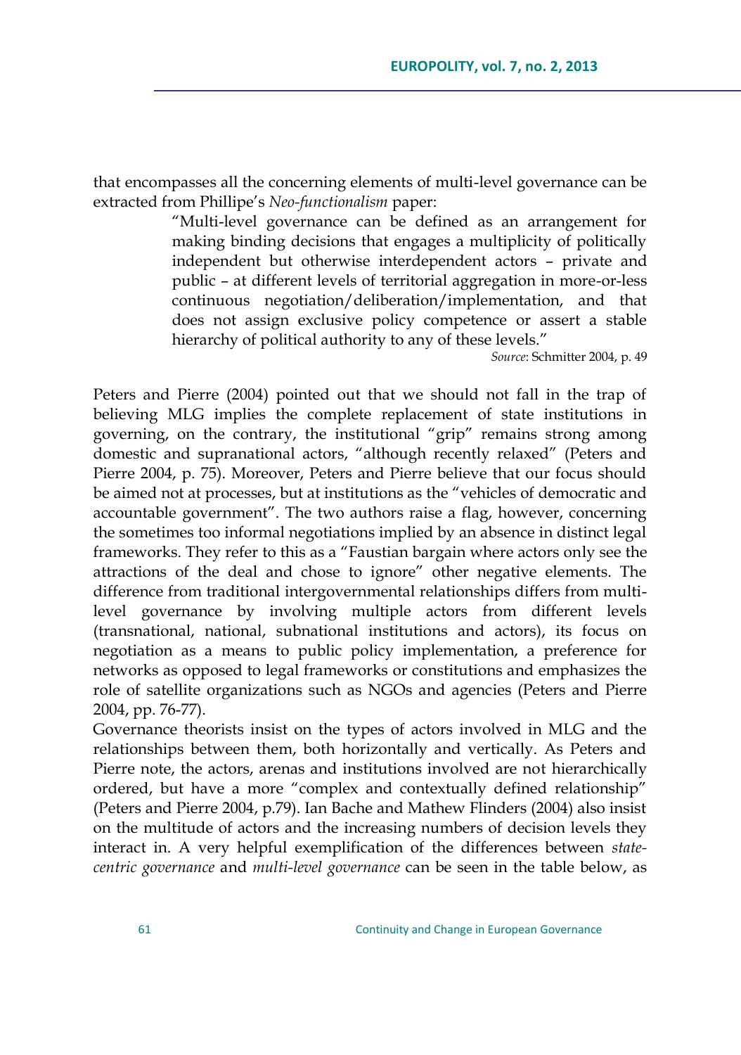that encompasses all the concerning elements of multi-level governance can be extracted from Phillipe's *Neo-functionalism* paper:

> "Multi-level governance can be defined as an arrangement for making binding decisions that engages a multiplicity of politically independent but otherwise interdependent actors – private and public – at different levels of territorial aggregation in more-or-less continuous negotiation/deliberation/implementation, and that does not assign exclusive policy competence or assert a stable hierarchy of political authority to any of these levels."
>
> *Source*: Schmitter 2004, p. 49

Peters and Pierre (2004) pointed out that we should not fall in the trap of believing MLG implies the complete replacement of state institutions in governing, on the contrary, the institutional "grip" remains strong among domestic and supranational actors, "although recently relaxed" (Peters and Pierre 2004, p. 75). Moreover, Peters and Pierre believe that our focus should be aimed not at processes, but at institutions as the "vehicles of democratic and accountable government". The two authors raise a flag, however, concerning the sometimes too informal negotiations implied by an absence in distinct legal frameworks. They refer to this as a "Faustian bargain where actors only see the attractions of the deal and chose to ignore" other negative elements. The difference from traditional intergovernmental relationships differs from multi-level governance by involving multiple actors from different levels (transnational, national, subnational institutions and actors), its focus on negotiation as a means to public policy implementation, a preference for networks as opposed to legal frameworks or constitutions and emphasizes the role of satellite organizations such as NGOs and agencies (Peters and Pierre 2004, pp. 76-77).

Governance theorists insist on the types of actors involved in MLG and the relationships between them, both horizontally and vertically. As Peters and Pierre note, the actors, arenas and institutions involved are not hierarchically ordered, but have a more "complex and contextually defined relationship" (Peters and Pierre 2004, p.79). Ian Bache and Mathew Flinders (2004) also insist on the multitude of actors and the increasing numbers of decision levels they interact in. A very helpful exemplification of the differences between *state-centric governance* and *multi-level governance* can be seen in the table below, as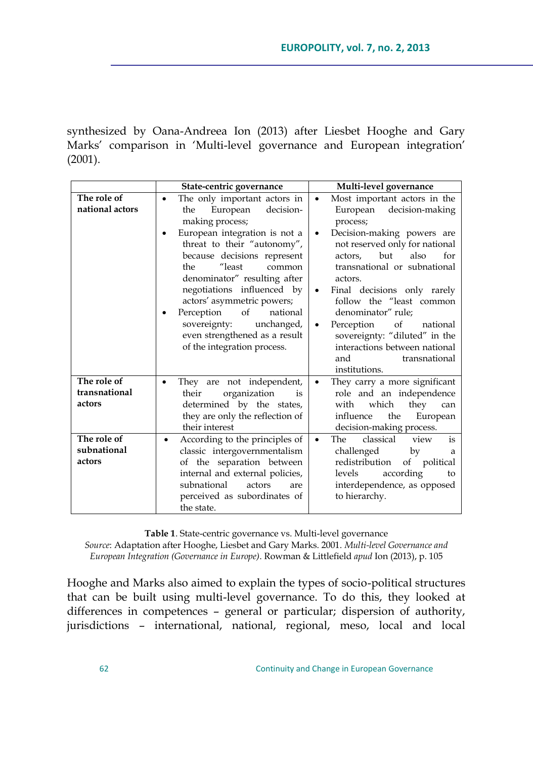synthesized by Oana-Andreea Ion (2013) after Liesbet Hooghe and Gary Marks' comparison in 'Multi-level governance and European integration' (2001).

| | State-centric governance | Multi-level governance |
|---|---|---|
| **The role of national actors** | • The only important actors in the European decision-making process;<br>• European integration is not a threat to their "autonomy", because decisions represent the "least common denominator" resulting after negotiations influenced by actors' asymmetric powers;<br>• Perception of national sovereignty: unchanged, even strengthened as a result of the integration process. | • Most important actors in the European decision-making process;<br>• Decision-making powers are not reserved only for national actors, but also for transnational or subnational actors.<br>• Final decisions only rarely follow the "least common denominator" rule;<br>• Perception of national sovereignty: "diluted" in the interactions between national and transnational institutions. |
| **The role of transnational actors** | • They are not independent, their organization is determined by the states, they are only the reflection of their interest | • They carry a more significant role and an independence with which they can influence the European decision-making process. |
| **The role of subnational actors** | • According to the principles of classic intergovernmentalism of the separation between internal and external policies, subnational actors are perceived as subordinates of the state. | • The classical view is challenged by a redistribution of political levels according to interdependence, as opposed to hierarchy. |

**Table 1**. State-centric governance vs. Multi-level governance
*Source*: Adaptation after Hooghe, Liesbet and Gary Marks. 2001. *Multi-level Governance and European Integration (Governance in Europe)*. Rowman & Littlefield *apud* Ion (2013), p. 105

Hooghe and Marks also aimed to explain the types of socio-political structures that can be built using multi-level governance. To do this, they looked at differences in competences – general or particular; dispersion of authority, jurisdictions – international, national, regional, meso, local and local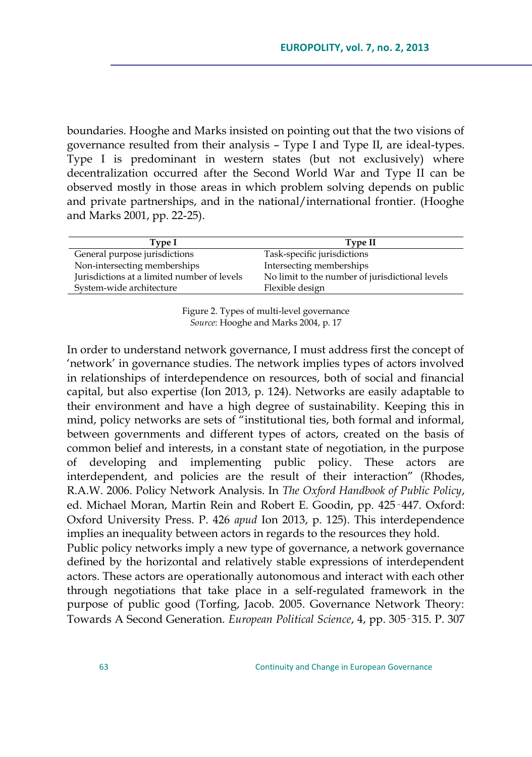boundaries. Hooghe and Marks insisted on pointing out that the two visions of governance resulted from their analysis – Type I and Type II, are ideal-types. Type I is predominant in western states (but not exclusively) where decentralization occurred after the Second World War and Type II can be observed mostly in those areas in which problem solving depends on public and private partnerships, and in the national/international frontier. (Hooghe and Marks 2001, pp. 22-25).

| Type I | Type II |
|---|---|
| General purpose jurisdictions | Task-specific jurisdictions |
| Non-intersecting memberships | Intersecting memberships |
| Jurisdictions at a limited number of levels | No limit to the number of jurisdictional levels |
| System-wide architecture | Flexible design |

Figure 2. Types of multi-level governance
*Source*: Hooghe and Marks 2004, p. 17

In order to understand network governance, I must address first the concept of 'network' in governance studies. The network implies types of actors involved in relationships of interdependence on resources, both of social and financial capital, but also expertise (Ion 2013, p. 124). Networks are easily adaptable to their environment and have a high degree of sustainability. Keeping this in mind, policy networks are sets of "institutional ties, both formal and informal, between governments and different types of actors, created on the basis of common belief and interests, in a constant state of negotiation, in the purpose of developing and implementing public policy. These actors are interdependent, and policies are the result of their interaction" (Rhodes, R.A.W. 2006. Policy Network Analysis. In *The Oxford Handbook of Public Policy*, ed. Michael Moran, Martin Rein and Robert E. Goodin, pp. 425‑447. Oxford: Oxford University Press. P. 426 *apud* Ion 2013, p. 125). This interdependence implies an inequality between actors in regards to the resources they hold.

Public policy networks imply a new type of governance, a network governance defined by the horizontal and relatively stable expressions of interdependent actors. These actors are operationally autonomous and interact with each other through negotiations that take place in a self-regulated framework in the purpose of public good (Torfing, Jacob. 2005. Governance Network Theory: Towards A Second Generation. *European Political Science*, 4, pp. 305‑315. P. 307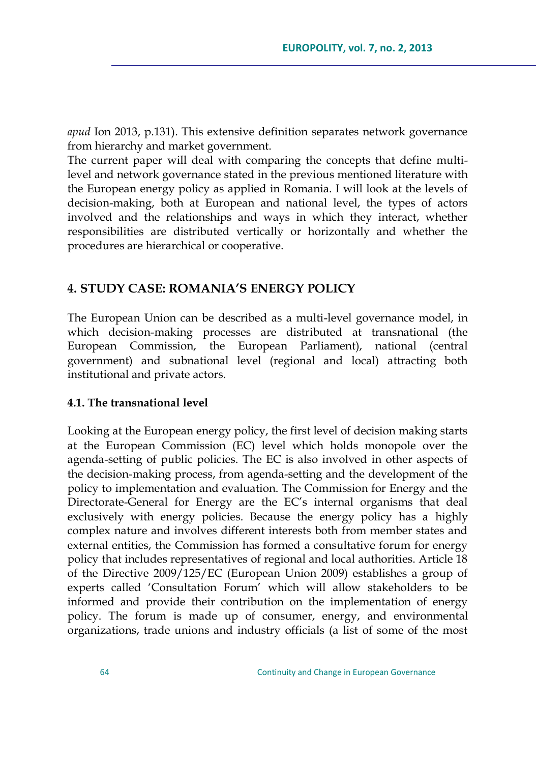*apud* Ion 2013, p.131). This extensive definition separates network governance from hierarchy and market government.

The current paper will deal with comparing the concepts that define multi-level and network governance stated in the previous mentioned literature with the European energy policy as applied in Romania. I will look at the levels of decision-making, both at European and national level, the types of actors involved and the relationships and ways in which they interact, whether responsibilities are distributed vertically or horizontally and whether the procedures are hierarchical or cooperative.

## 4. STUDY CASE: ROMANIA'S ENERGY POLICY

The European Union can be described as a multi-level governance model, in which decision-making processes are distributed at transnational (the European Commission, the European Parliament), national (central government) and subnational level (regional and local) attracting both institutional and private actors.

### 4.1. The transnational level

Looking at the European energy policy, the first level of decision making starts at the European Commission (EC) level which holds monopole over the agenda-setting of public policies. The EC is also involved in other aspects of the decision-making process, from agenda-setting and the development of the policy to implementation and evaluation. The Commission for Energy and the Directorate-General for Energy are the EC's internal organisms that deal exclusively with energy policies. Because the energy policy has a highly complex nature and involves different interests both from member states and external entities, the Commission has formed a consultative forum for energy policy that includes representatives of regional and local authorities. Article 18 of the Directive 2009/125/EC (European Union 2009) establishes a group of experts called 'Consultation Forum' which will allow stakeholders to be informed and provide their contribution on the implementation of energy policy. The forum is made up of consumer, energy, and environmental organizations, trade unions and industry officials (a list of some of the most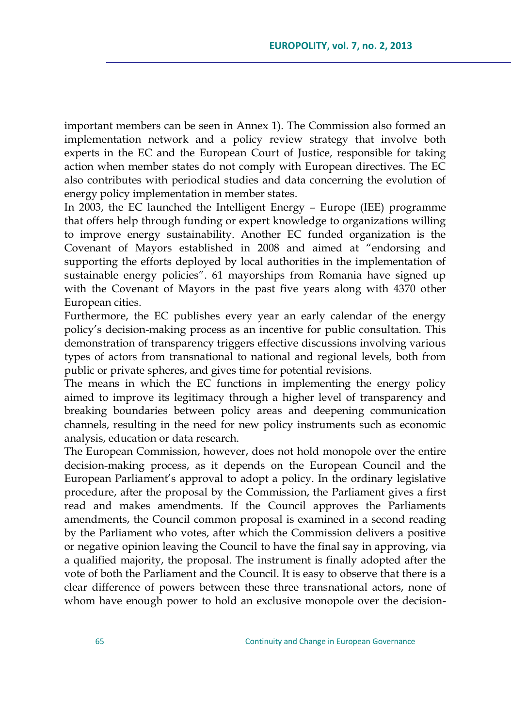important members can be seen in Annex 1). The Commission also formed an implementation network and a policy review strategy that involve both experts in the EC and the European Court of Justice, responsible for taking action when member states do not comply with European directives. The EC also contributes with periodical studies and data concerning the evolution of energy policy implementation in member states.

In 2003, the EC launched the Intelligent Energy – Europe (IEE) programme that offers help through funding or expert knowledge to organizations willing to improve energy sustainability. Another EC funded organization is the Covenant of Mayors established in 2008 and aimed at "endorsing and supporting the efforts deployed by local authorities in the implementation of sustainable energy policies". 61 mayorships from Romania have signed up with the Covenant of Mayors in the past five years along with 4370 other European cities.

Furthermore, the EC publishes every year an early calendar of the energy policy's decision-making process as an incentive for public consultation. This demonstration of transparency triggers effective discussions involving various types of actors from transnational to national and regional levels, both from public or private spheres, and gives time for potential revisions.

The means in which the EC functions in implementing the energy policy aimed to improve its legitimacy through a higher level of transparency and breaking boundaries between policy areas and deepening communication channels, resulting in the need for new policy instruments such as economic analysis, education or data research.

The European Commission, however, does not hold monopole over the entire decision-making process, as it depends on the European Council and the European Parliament's approval to adopt a policy. In the ordinary legislative procedure, after the proposal by the Commission, the Parliament gives a first read and makes amendments. If the Council approves the Parliaments amendments, the Council common proposal is examined in a second reading by the Parliament who votes, after which the Commission delivers a positive or negative opinion leaving the Council to have the final say in approving, via a qualified majority, the proposal. The instrument is finally adopted after the vote of both the Parliament and the Council. It is easy to observe that there is a clear difference of powers between these three transnational actors, none of whom have enough power to hold an exclusive monopole over the decision-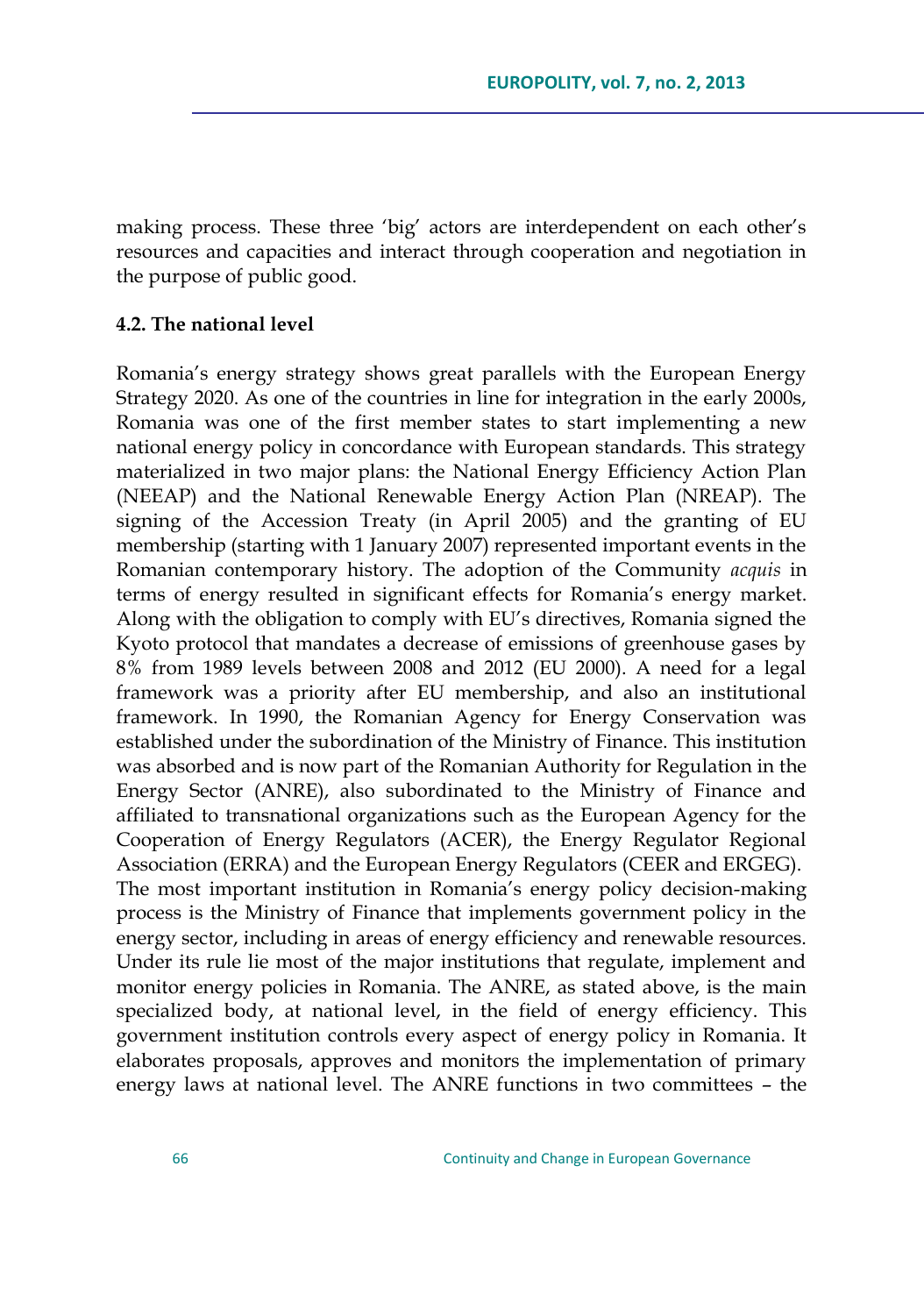making process. These three 'big' actors are interdependent on each other's resources and capacities and interact through cooperation and negotiation in the purpose of public good.

**4.2. The national level**

Romania's energy strategy shows great parallels with the European Energy Strategy 2020. As one of the countries in line for integration in the early 2000s, Romania was one of the first member states to start implementing a new national energy policy in concordance with European standards. This strategy materialized in two major plans: the National Energy Efficiency Action Plan (NEEAP) and the National Renewable Energy Action Plan (NREAP). The signing of the Accession Treaty (in April 2005) and the granting of EU membership (starting with 1 January 2007) represented important events in the Romanian contemporary history. The adoption of the Community *acquis* in terms of energy resulted in significant effects for Romania's energy market. Along with the obligation to comply with EU's directives, Romania signed the Kyoto protocol that mandates a decrease of emissions of greenhouse gases by 8% from 1989 levels between 2008 and 2012 (EU 2000). A need for a legal framework was a priority after EU membership, and also an institutional framework. In 1990, the Romanian Agency for Energy Conservation was established under the subordination of the Ministry of Finance. This institution was absorbed and is now part of the Romanian Authority for Regulation in the Energy Sector (ANRE), also subordinated to the Ministry of Finance and affiliated to transnational organizations such as the European Agency for the Cooperation of Energy Regulators (ACER), the Energy Regulator Regional Association (ERRA) and the European Energy Regulators (CEER and ERGEG). The most important institution in Romania's energy policy decision-making process is the Ministry of Finance that implements government policy in the energy sector, including in areas of energy efficiency and renewable resources. Under its rule lie most of the major institutions that regulate, implement and monitor energy policies in Romania. The ANRE, as stated above, is the main specialized body, at national level, in the field of energy efficiency. This government institution controls every aspect of energy policy in Romania. It elaborates proposals, approves and monitors the implementation of primary energy laws at national level. The ANRE functions in two committees – the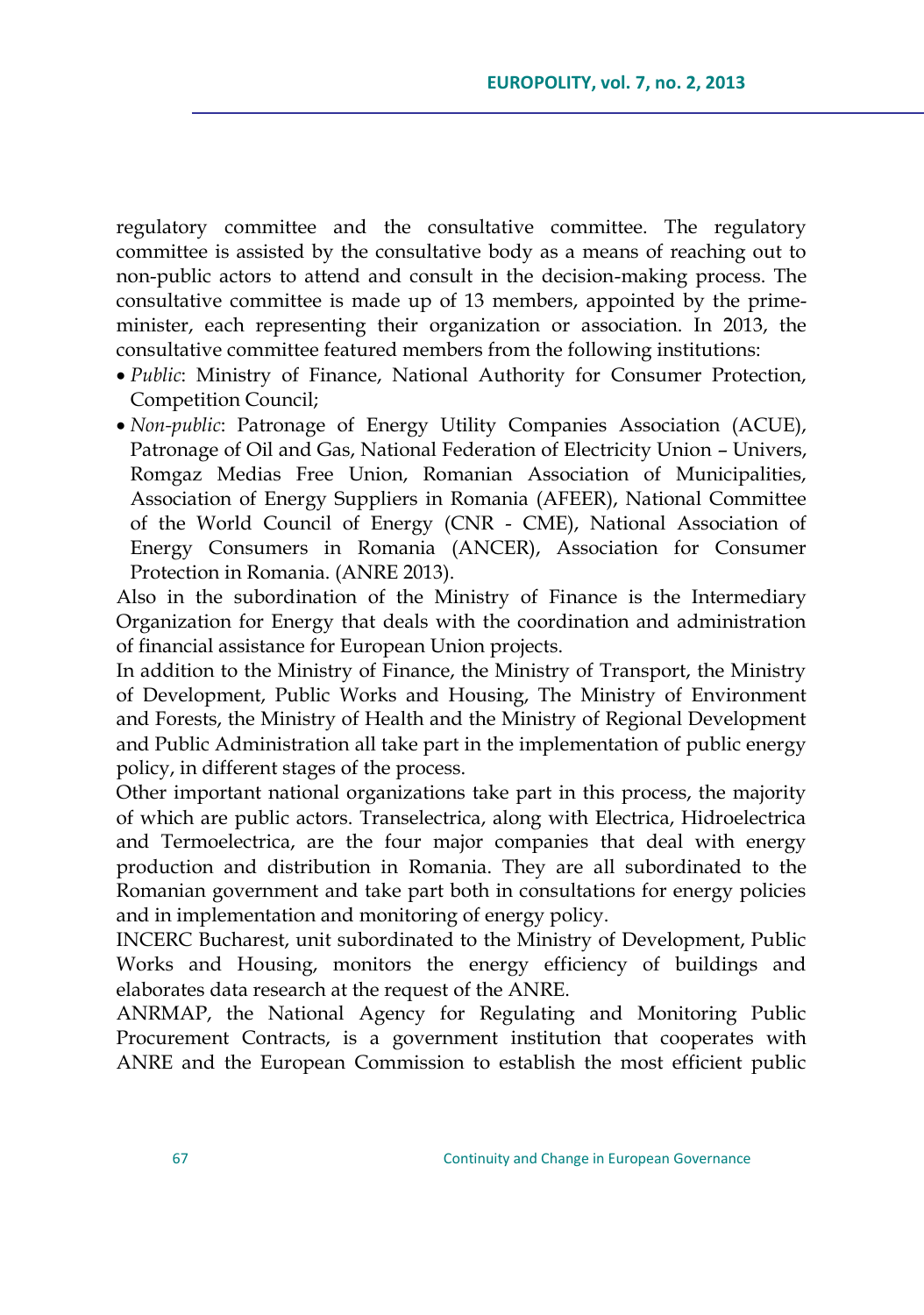regulatory committee and the consultative committee. The regulatory committee is assisted by the consultative body as a means of reaching out to non-public actors to attend and consult in the decision-making process. The consultative committee is made up of 13 members, appointed by the prime-minister, each representing their organization or association. In 2013, the consultative committee featured members from the following institutions:

- *Public*: Ministry of Finance, National Authority for Consumer Protection, Competition Council;
- *Non-public*: Patronage of Energy Utility Companies Association (ACUE), Patronage of Oil and Gas, National Federation of Electricity Union – Univers, Romgaz Medias Free Union, Romanian Association of Municipalities, Association of Energy Suppliers in Romania (AFEER), National Committee of the World Council of Energy (CNR - CME), National Association of Energy Consumers in Romania (ANCER), Association for Consumer Protection in Romania. (ANRE 2013).

Also in the subordination of the Ministry of Finance is the Intermediary Organization for Energy that deals with the coordination and administration of financial assistance for European Union projects.

In addition to the Ministry of Finance, the Ministry of Transport, the Ministry of Development, Public Works and Housing, The Ministry of Environment and Forests, the Ministry of Health and the Ministry of Regional Development and Public Administration all take part in the implementation of public energy policy, in different stages of the process.

Other important national organizations take part in this process, the majority of which are public actors. Transelectrica, along with Electrica, Hidroelectrica and Termoelectrica, are the four major companies that deal with energy production and distribution in Romania. They are all subordinated to the Romanian government and take part both in consultations for energy policies and in implementation and monitoring of energy policy.

INCERC Bucharest, unit subordinated to the Ministry of Development, Public Works and Housing, monitors the energy efficiency of buildings and elaborates data research at the request of the ANRE.

ANRMAP, the National Agency for Regulating and Monitoring Public Procurement Contracts, is a government institution that cooperates with ANRE and the European Commission to establish the most efficient public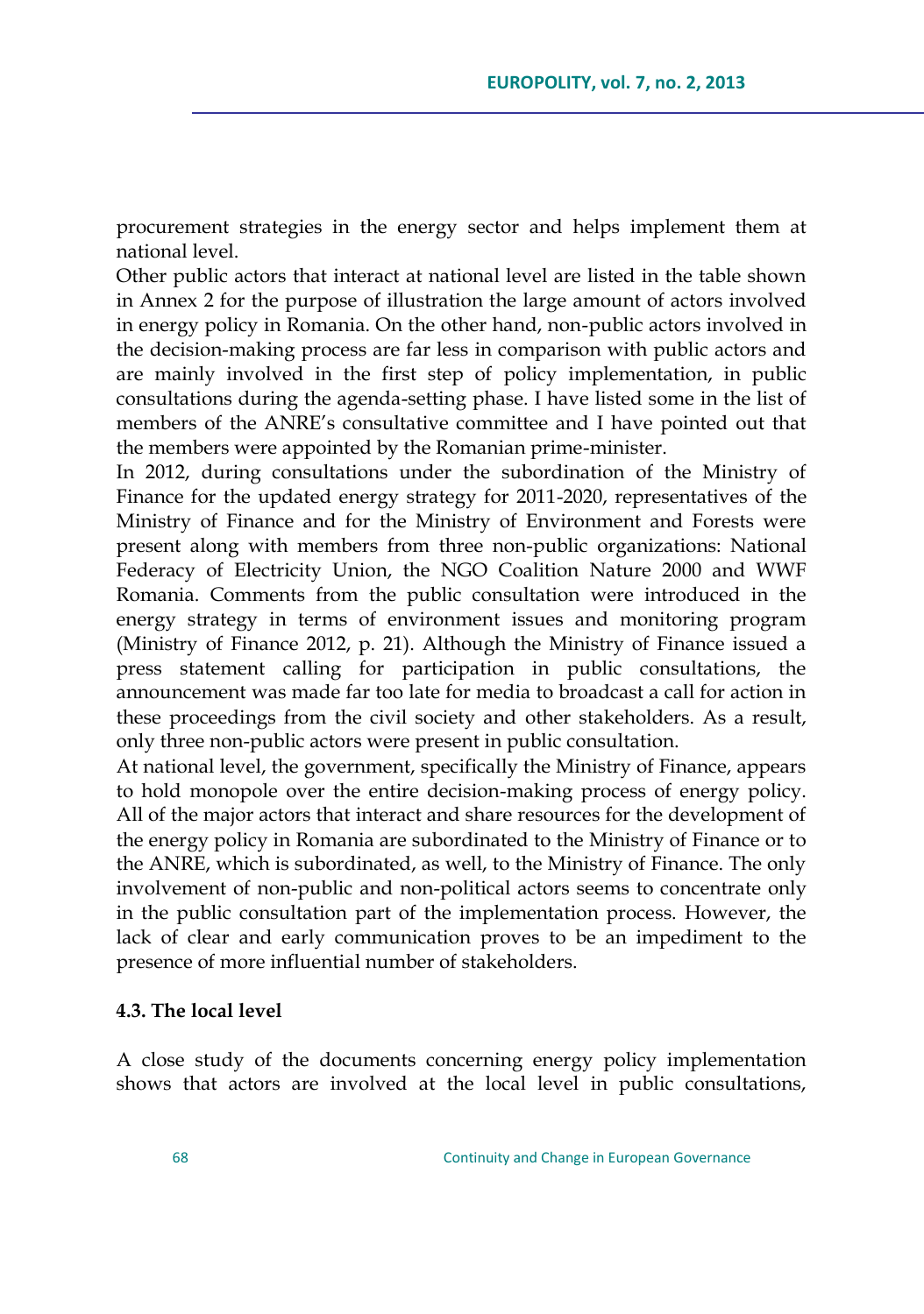procurement strategies in the energy sector and helps implement them at national level.

Other public actors that interact at national level are listed in the table shown in Annex 2 for the purpose of illustration the large amount of actors involved in energy policy in Romania. On the other hand, non-public actors involved in the decision-making process are far less in comparison with public actors and are mainly involved in the first step of policy implementation, in public consultations during the agenda-setting phase. I have listed some in the list of members of the ANRE's consultative committee and I have pointed out that the members were appointed by the Romanian prime-minister.

In 2012, during consultations under the subordination of the Ministry of Finance for the updated energy strategy for 2011-2020, representatives of the Ministry of Finance and for the Ministry of Environment and Forests were present along with members from three non-public organizations: National Federacy of Electricity Union, the NGO Coalition Nature 2000 and WWF Romania. Comments from the public consultation were introduced in the energy strategy in terms of environment issues and monitoring program (Ministry of Finance 2012, p. 21). Although the Ministry of Finance issued a press statement calling for participation in public consultations, the announcement was made far too late for media to broadcast a call for action in these proceedings from the civil society and other stakeholders. As a result, only three non-public actors were present in public consultation.

At national level, the government, specifically the Ministry of Finance, appears to hold monopole over the entire decision-making process of energy policy. All of the major actors that interact and share resources for the development of the energy policy in Romania are subordinated to the Ministry of Finance or to the ANRE, which is subordinated, as well, to the Ministry of Finance. The only involvement of non-public and non-political actors seems to concentrate only in the public consultation part of the implementation process. However, the lack of clear and early communication proves to be an impediment to the presence of more influential number of stakeholders.

### 4.3. The local level

A close study of the documents concerning energy policy implementation shows that actors are involved at the local level in public consultations,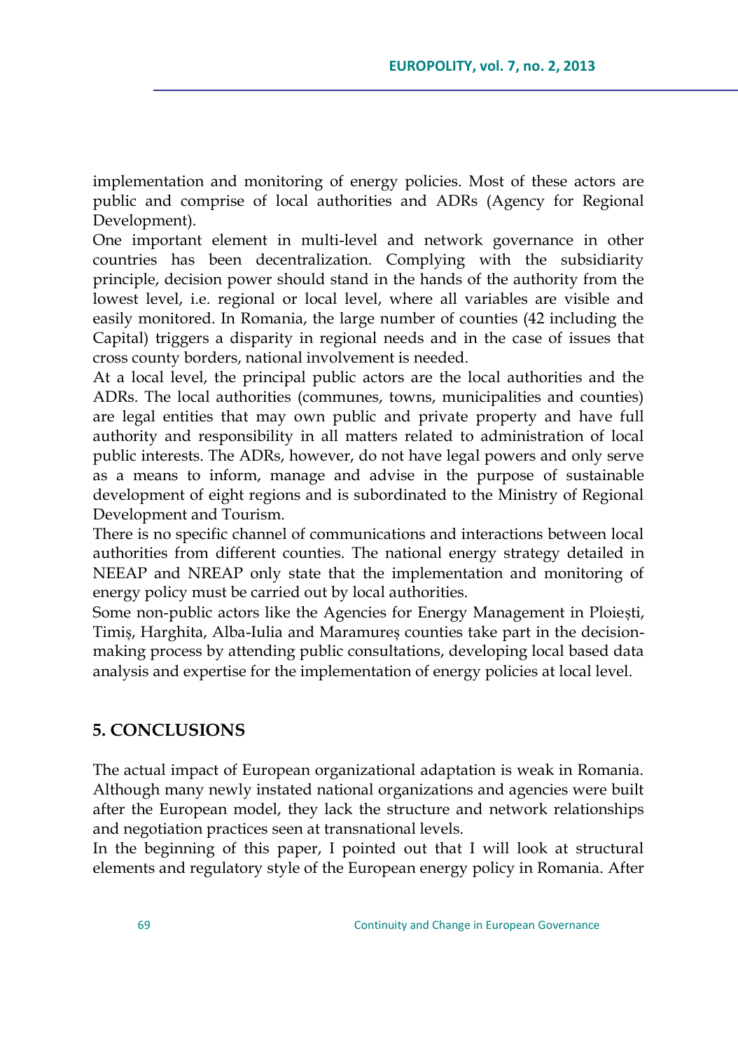implementation and monitoring of energy policies. Most of these actors are public and comprise of local authorities and ADRs (Agency for Regional Development).

One important element in multi-level and network governance in other countries has been decentralization. Complying with the subsidiarity principle, decision power should stand in the hands of the authority from the lowest level, i.e. regional or local level, where all variables are visible and easily monitored. In Romania, the large number of counties (42 including the Capital) triggers a disparity in regional needs and in the case of issues that cross county borders, national involvement is needed.

At a local level, the principal public actors are the local authorities and the ADRs. The local authorities (communes, towns, municipalities and counties) are legal entities that may own public and private property and have full authority and responsibility in all matters related to administration of local public interests. The ADRs, however, do not have legal powers and only serve as a means to inform, manage and advise in the purpose of sustainable development of eight regions and is subordinated to the Ministry of Regional Development and Tourism.

There is no specific channel of communications and interactions between local authorities from different counties. The national energy strategy detailed in NEEAP and NREAP only state that the implementation and monitoring of energy policy must be carried out by local authorities.

Some non-public actors like the Agencies for Energy Management in Ploiești, Timiș, Harghita, Alba-Iulia and Maramureș counties take part in the decision-making process by attending public consultations, developing local based data analysis and expertise for the implementation of energy policies at local level.

## 5. CONCLUSIONS

The actual impact of European organizational adaptation is weak in Romania. Although many newly instated national organizations and agencies were built after the European model, they lack the structure and network relationships and negotiation practices seen at transnational levels.

In the beginning of this paper, I pointed out that I will look at structural elements and regulatory style of the European energy policy in Romania. After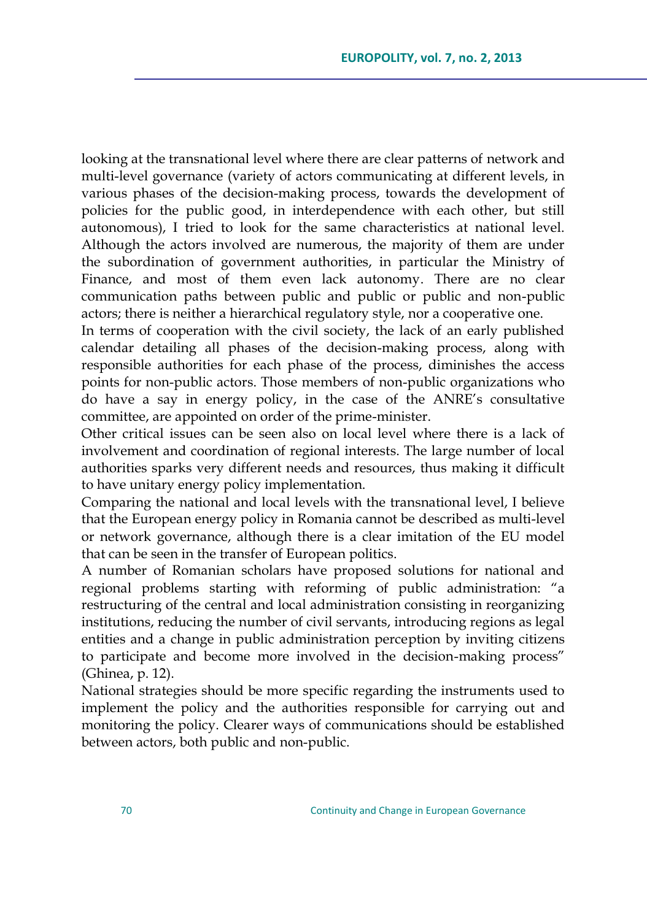looking at the transnational level where there are clear patterns of network and multi-level governance (variety of actors communicating at different levels, in various phases of the decision-making process, towards the development of policies for the public good, in interdependence with each other, but still autonomous), I tried to look for the same characteristics at national level. Although the actors involved are numerous, the majority of them are under the subordination of government authorities, in particular the Ministry of Finance, and most of them even lack autonomy. There are no clear communication paths between public and public or public and non-public actors; there is neither a hierarchical regulatory style, nor a cooperative one.

In terms of cooperation with the civil society, the lack of an early published calendar detailing all phases of the decision-making process, along with responsible authorities for each phase of the process, diminishes the access points for non-public actors. Those members of non-public organizations who do have a say in energy policy, in the case of the ANRE's consultative committee, are appointed on order of the prime-minister.

Other critical issues can be seen also on local level where there is a lack of involvement and coordination of regional interests. The large number of local authorities sparks very different needs and resources, thus making it difficult to have unitary energy policy implementation.

Comparing the national and local levels with the transnational level, I believe that the European energy policy in Romania cannot be described as multi-level or network governance, although there is a clear imitation of the EU model that can be seen in the transfer of European politics.

A number of Romanian scholars have proposed solutions for national and regional problems starting with reforming of public administration: "a restructuring of the central and local administration consisting in reorganizing institutions, reducing the number of civil servants, introducing regions as legal entities and a change in public administration perception by inviting citizens to participate and become more involved in the decision-making process" (Ghinea, p. 12).

National strategies should be more specific regarding the instruments used to implement the policy and the authorities responsible for carrying out and monitoring the policy. Clearer ways of communications should be established between actors, both public and non-public.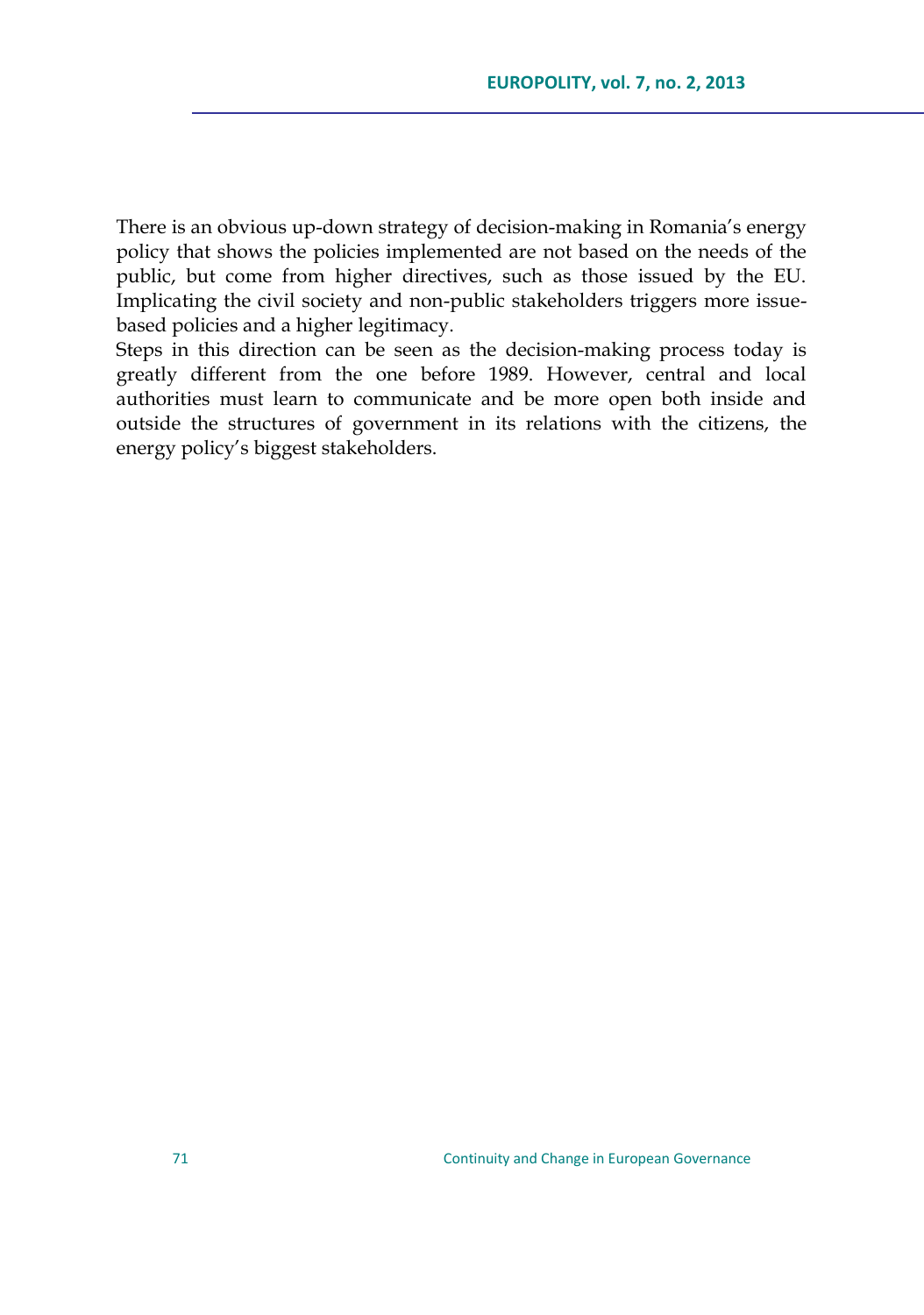There is an obvious up-down strategy of decision-making in Romania's energy policy that shows the policies implemented are not based on the needs of the public, but come from higher directives, such as those issued by the EU. Implicating the civil society and non-public stakeholders triggers more issue-based policies and a higher legitimacy.

Steps in this direction can be seen as the decision-making process today is greatly different from the one before 1989. However, central and local authorities must learn to communicate and be more open both inside and outside the structures of government in its relations with the citizens, the energy policy's biggest stakeholders.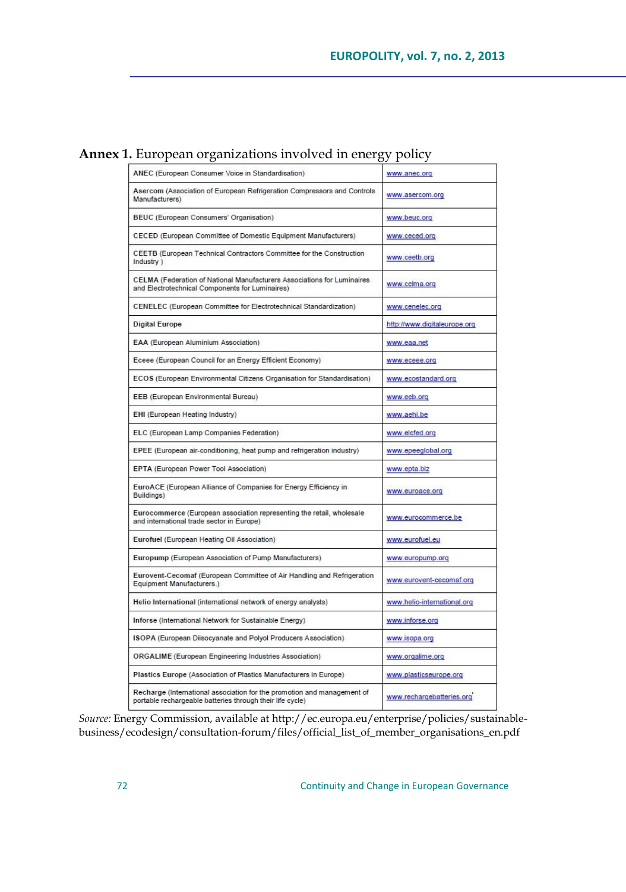**Annex 1.** European organizations involved in energy policy

| | |
|---|---|
| **ANEC** (European Consumer Voice in Standardisation) | www.anec.org |
| **Asercom** (Association of European Refrigeration Compressors and Controls Manufacturers) | www.asercom.org |
| **BEUC** (European Consumers' Organisation) | www.beuc.org |
| **CECED** (European Committee of Domestic Equipment Manufacturers) | www.ceced.org |
| **CEETB** (European Technical Contractors Committee for the Construction Industry ) | www.ceetb.org |
| **CELMA** (Federation of National Manufacturers Associations for Luminaires and Electrotechnical Components for Luminaires) | www.celma.org |
| **CENELEC** (European Committee for Electrotechnical Standardization) | www.cenelec.org |
| **Digital Europe** | http://www.digitaleurope.org |
| **EAA** (European Aluminium Association) | www.eaa.net |
| **Eceee** (European Council for an Energy Efficient Economy) | www.eceee.org |
| **ECOS** (European Environmental Citizens Organisation for Standardisation) | www.ecostandard.org |
| **EEB** (European Environmental Bureau) | www.eeb.org |
| **EHI** (European Heating Industry) | www.aehi.be |
| **ELC** (European Lamp Companies Federation) | www.elcfed.org |
| **EPEE** (European air-conditioning, heat pump and refrigeration industry) | www.epeeglobal.org |
| **EPTA** (European Power Tool Association) | www.epta.biz |
| **EuroACE** (European Alliance of Companies for Energy Efficiency in Buildings) | www.euroace.org |
| **Eurocommerce** (European association representing the retail, wholesale and international trade sector in Europe) | www.eurocommerce.be |
| **Eurofuel** (European Heating Oil Association) | www.eurofuel.eu |
| **Europump** (European Association of Pump Manufacturers) | www.europump.org |
| **Eurovent-Cecomaf** (European Committee of Air Handling and Refrigeration Equipment Manufacturers.) | www.eurovent-cecomaf.org |
| **Helio International** (international network of energy analysts) | www.helio-international.org |
| **Inforse** (International Network for Sustainable Energy) | www.inforse.org |
| **ISOPA** (European Diisocyanate and Polyol Producers Association) | www.isopa.org |
| **ORGALIME** (European Engineering Industries Association) | www.orgalime.org |
| **Plastics Europe** (Association of Plastics Manufacturers in Europe) | www.plasticseurope.org |
| **Recharge** (International association for the promotion and management of portable rechargeable batteries through their life cycle) | www.rechargebatteries.org |

*Source:* Energy Commission, available at http://ec.europa.eu/enterprise/policies/sustainable-business/ecodesign/consultation-forum/files/official_list_of_member_organisations_en.pdf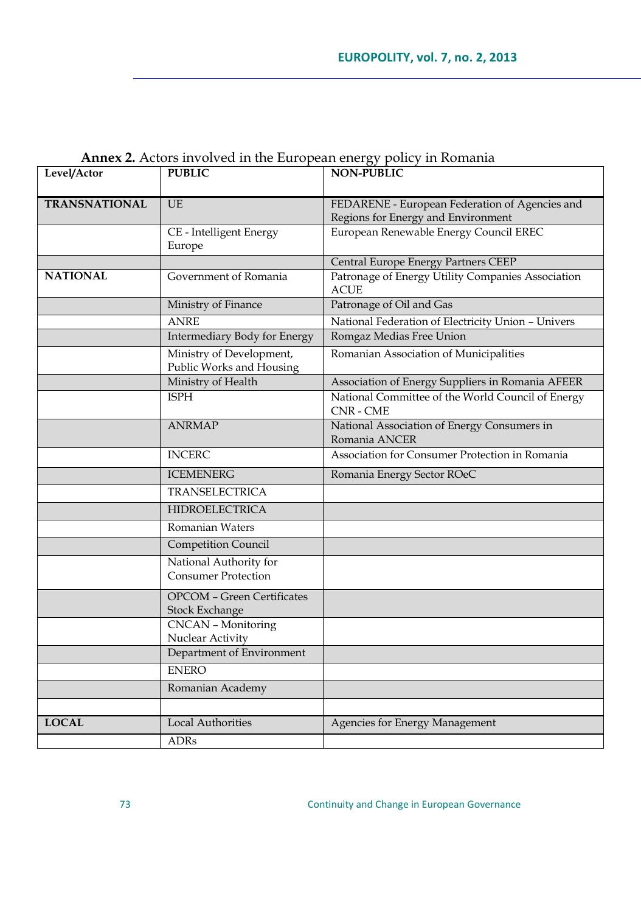**Annex 2.** Actors involved in the European energy policy in Romania

| Level/Actor | PUBLIC | NON-PUBLIC |
|---|---|---|
| **TRANSNATIONAL** | UE | FEDARENE - European Federation of Agencies and Regions for Energy and Environment |
| | CE - Intelligent Energy Europe | European Renewable Energy Council EREC |
| | | Central Europe Energy Partners CEEP |
| **NATIONAL** | Government of Romania | Patronage of Energy Utility Companies Association ACUE |
| | Ministry of Finance | Patronage of Oil and Gas |
| | ANRE | National Federation of Electricity Union – Univers |
| | Intermediary Body for Energy | Romgaz Medias Free Union |
| | Ministry of Development, Public Works and Housing | Romanian Association of Municipalities |
| | Ministry of Health | Association of Energy Suppliers in Romania AFEER |
| | ISPH | National Committee of the World Council of Energy CNR - CME |
| | ANRMAP | National Association of Energy Consumers in Romania ANCER |
| | INCERC | Association for Consumer Protection in Romania |
| | ICEMENERG | Romania Energy Sector ROeC |
| | TRANSELECTRICA | |
| | HIDROELECTRICA | |
| | Romanian Waters | |
| | Competition Council | |
| | National Authority for Consumer Protection | |
| | OPCOM – Green Certificates Stock Exchange | |
| | CNCAN – Monitoring Nuclear Activity | |
| | Department of Environment | |
| | ENERO | |
| | Romanian Academy | |
| | | |
| **LOCAL** | Local Authorities | Agencies for Energy Management |
| | ADRs | |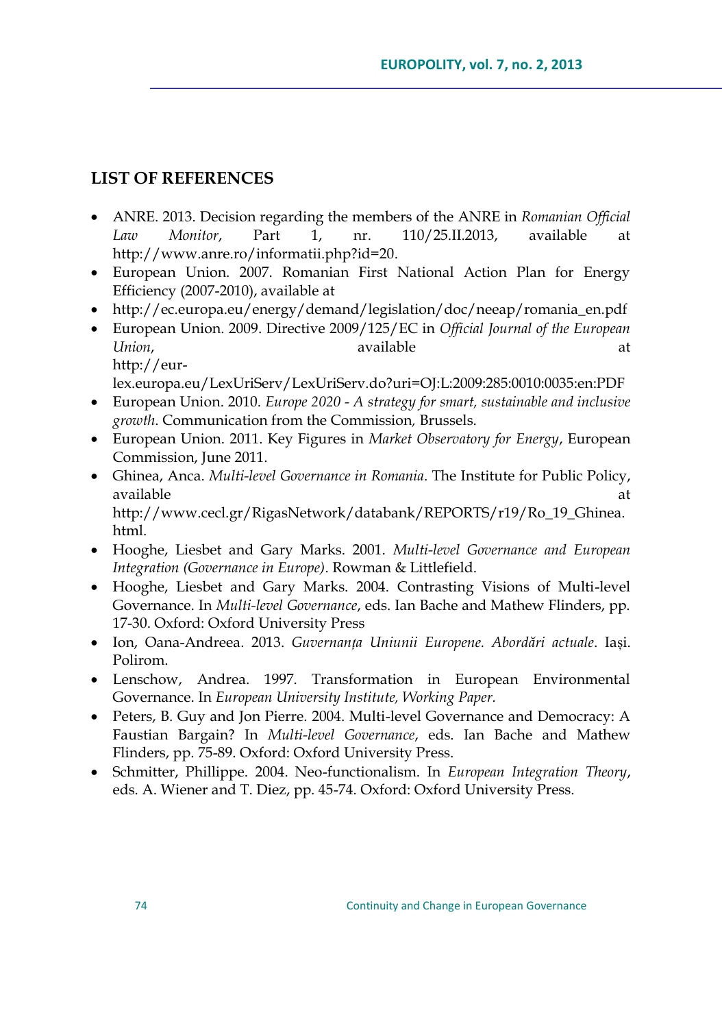## LIST OF REFERENCES

- ANRE. 2013. Decision regarding the members of the ANRE in *Romanian Official Law Monitor*, Part 1, nr. 110/25.II.2013, available at http://www.anre.ro/informatii.php?id=20.
- European Union. 2007. Romanian First National Action Plan for Energy Efficiency (2007-2010), available at
- http://ec.europa.eu/energy/demand/legislation/doc/neeap/romania_en.pdf
- European Union. 2009. Directive 2009/125/EC in *Official Journal of the European Union*, available at http://eur-lex.europa.eu/LexUriServ/LexUriServ.do?uri=OJ:L:2009:285:0010:0035:en:PDF
- European Union. 2010. *Europe 2020 - A strategy for smart, sustainable and inclusive growth*. Communication from the Commission, Brussels.
- European Union. 2011. Key Figures in *Market Observatory for Energy*, European Commission, June 2011.
- Ghinea, Anca. *Multi-level Governance in Romania*. The Institute for Public Policy, available at http://www.cecl.gr/RigasNetwork/databank/REPORTS/r19/Ro_19_Ghinea.html.
- Hooghe, Liesbet and Gary Marks. 2001. *Multi-level Governance and European Integration (Governance in Europe)*. Rowman & Littlefield.
- Hooghe, Liesbet and Gary Marks. 2004. Contrasting Visions of Multi-level Governance. In *Multi-level Governance*, eds. Ian Bache and Mathew Flinders, pp. 17-30. Oxford: Oxford University Press
- Ion, Oana-Andreea. 2013. *Guvernanța Uniunii Europene. Abordări actuale*. Iași. Polirom.
- Lenschow, Andrea. 1997. Transformation in European Environmental Governance. In *European University Institute, Working Paper.*
- Peters, B. Guy and Jon Pierre. 2004. Multi-level Governance and Democracy: A Faustian Bargain? In *Multi-level Governance*, eds. Ian Bache and Mathew Flinders, pp. 75-89. Oxford: Oxford University Press.
- Schmitter, Phillippe. 2004. Neo-functionalism. In *European Integration Theory*, eds. A. Wiener and T. Diez, pp. 45-74. Oxford: Oxford University Press.